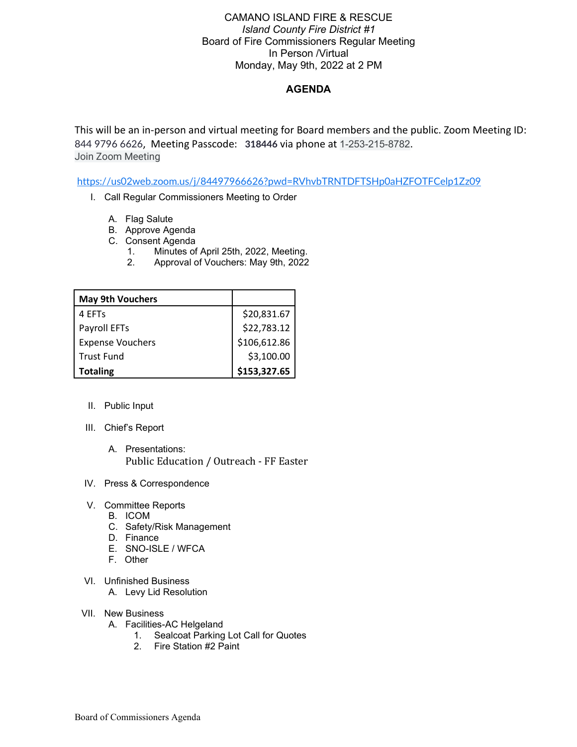# CAMANO ISLAND FIRE & RESCUE

*Island County Fire District #1*

Board of Fire Commissioners Regular Meeting

In Person /Virtual

Monday, May 9th, 2022 at 2 PM

## AGENDA

This will be an in-person and virtual meeting for Board members and the public. Zoom Meeting ID: 844 9796 6626, Meeting Passcode: **318446** via phone at 1-253-215-8782.

Join Zoom Meeting

https://us02web.zoom.us/j/84497966626?pwd=RVhvbTRNTDFTSHp0aHZFOTFCelp1Zz09

I. Call Regular Commissioners Meeting to Order

  A. Flag Salute
  B. Approve Agenda
  C. Consent Agenda
    1. Minutes of April 25th, 2022, Meeting.
    2. Approval of Vouchers: May 9th, 2022

| **May 9th Vouchers** | |
|---|---|
| 4 EFTs | $20,831.67 |
| Payroll EFTs | $22,783.12 |
| Expense Vouchers | $106,612.86 |
| Trust Fund | $3,100.00 |
| **Totaling** | **$153,327.65** |

II. Public Input

III. Chief's Report

  A. Presentations:
  Public Education / Outreach - FF Easter

IV. Press & Correspondence

V. Committee Reports
  B. ICOM
  C. Safety/Risk Management
  D. Finance
  E. SNO-ISLE / WFCA
  F. Other

VI. Unfinished Business
  A. Levy Lid Resolution

VII. New Business
  A. Facilities-AC Helgeland
    1. Sealcoat Parking Lot Call for Quotes
    2. Fire Station #2 Paint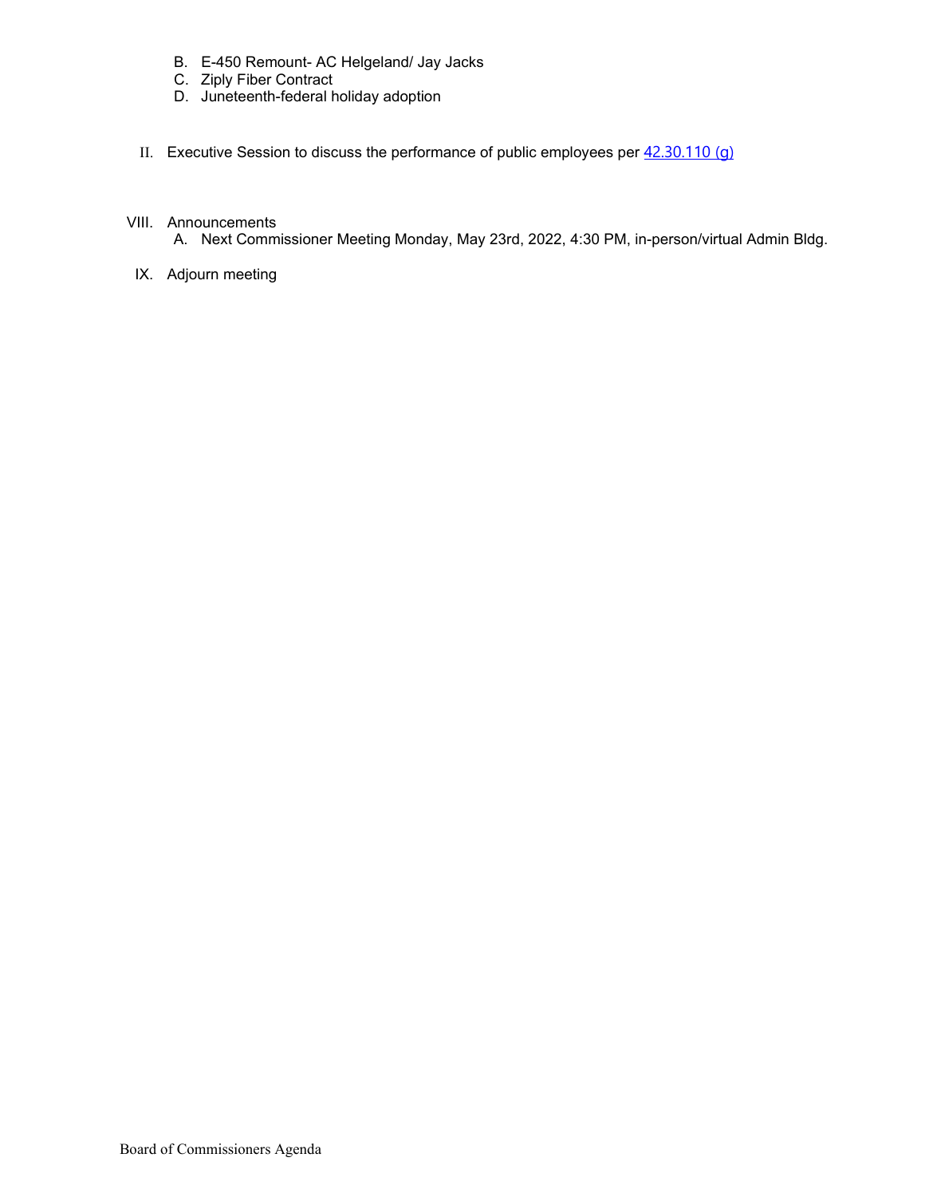B. E-450 Remount- AC Helgeland/ Jay Jacks
C. Ziply Fiber Contract
D. Juneteenth-federal holiday adoption

II. Executive Session to discuss the performance of public employees per [42.30.110 (g)]

VIII. Announcements
   A. Next Commissioner Meeting Monday, May 23rd, 2022, 4:30 PM, in-person/virtual Admin Bldg.

IX. Adjourn meeting